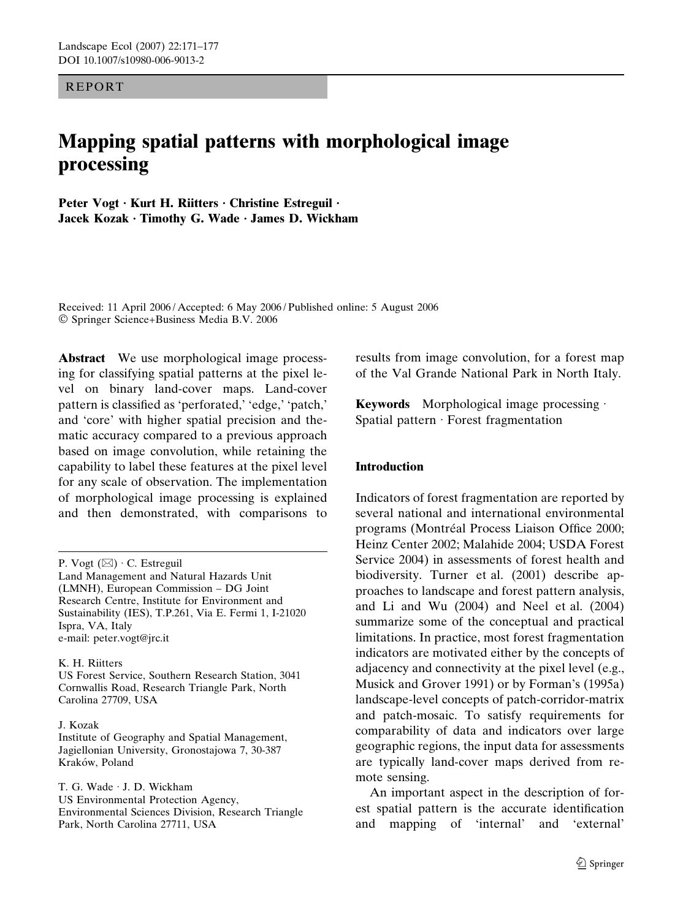REPORT

# Mapping spatial patterns with morphological image processing

**Peter Vogt · Kurt H. Riitters · Christine Estreguil · Jacek Kozak · Timothy G. Wade · James D. Wickham**

Received: 11 April 2006 / Accepted: 6 May 2006 / Published online: 5 August 2006
© Springer Science+Business Media B.V. 2006

**Abstract** We use morphological image processing for classifying spatial patterns at the pixel level on binary land-cover maps. Land-cover pattern is classified as 'perforated,' 'edge,' 'patch,' and 'core' with higher spatial precision and thematic accuracy compared to a previous approach based on image convolution, while retaining the capability to label these features at the pixel level for any scale of observation. The implementation of morphological image processing is explained and then demonstrated, with comparisons to results from image convolution, for a forest map of the Val Grande National Park in North Italy.

**Keywords** Morphological image processing · Spatial pattern · Forest fragmentation

P. Vogt (✉) · C. Estreguil
Land Management and Natural Hazards Unit (LMNH), European Commission – DG Joint Research Centre, Institute for Environment and Sustainability (IES), T.P.261, Via E. Fermi 1, I-21020 Ispra, VA, Italy
e-mail: peter.vogt@jrc.it

K. H. Riitters
US Forest Service, Southern Research Station, 3041 Cornwallis Road, Research Triangle Park, North Carolina 27709, USA

J. Kozak
Institute of Geography and Spatial Management, Jagiellonian University, Gronostajowa 7, 30-387 Kraków, Poland

T. G. Wade · J. D. Wickham
US Environmental Protection Agency, Environmental Sciences Division, Research Triangle Park, North Carolina 27711, USA

## Introduction

Indicators of forest fragmentation are reported by several national and international environmental programs (Montréal Process Liaison Office 2000; Heinz Center 2002; Malahide 2004; USDA Forest Service 2004) in assessments of forest health and biodiversity. Turner et al. (2001) describe approaches to landscape and forest pattern analysis, and Li and Wu (2004) and Neel et al. (2004) summarize some of the conceptual and practical limitations. In practice, most forest fragmentation indicators are motivated either by the concepts of adjacency and connectivity at the pixel level (e.g., Musick and Grover 1991) or by Forman's (1995a) landscape-level concepts of patch-corridor-matrix and patch-mosaic. To satisfy requirements for comparability of data and indicators over large geographic regions, the input data for assessments are typically land-cover maps derived from remote sensing.

An important aspect in the description of forest spatial pattern is the accurate identification and mapping of 'internal' and 'external'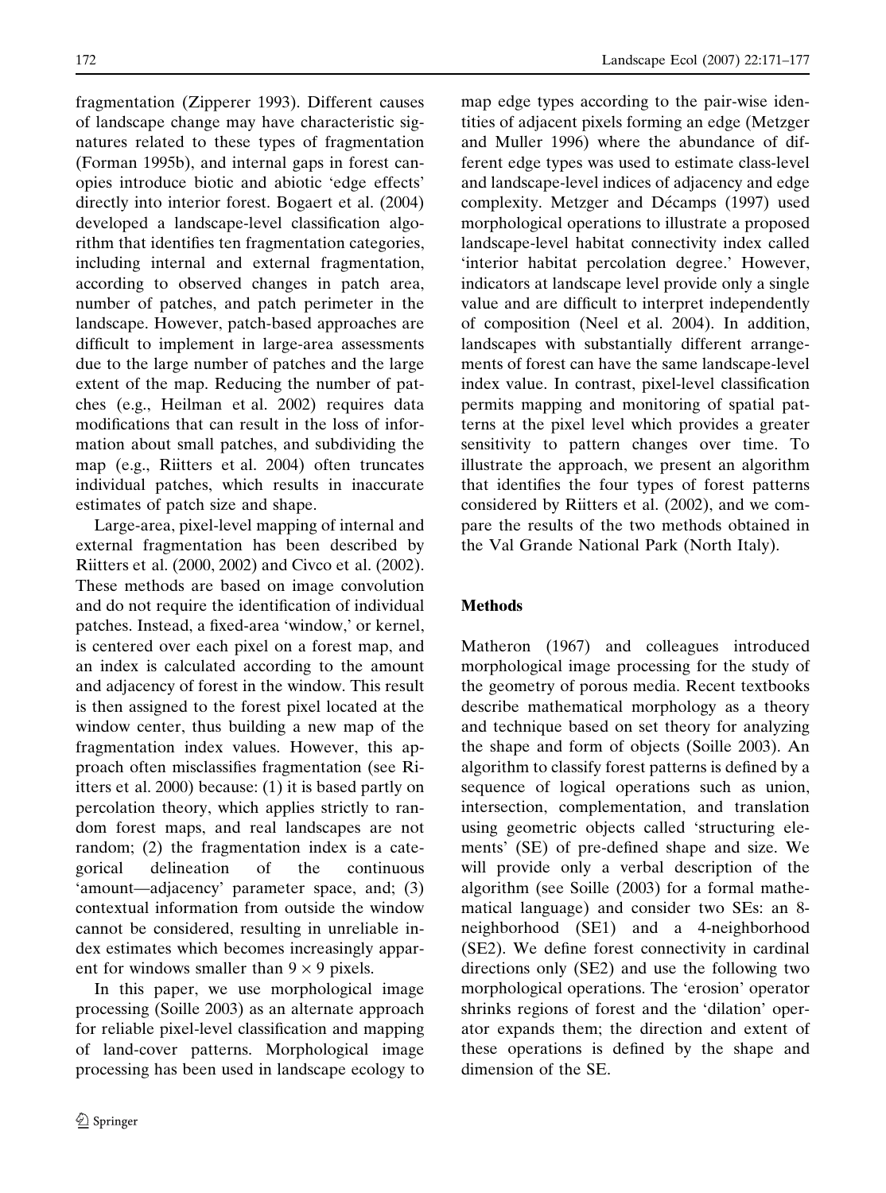fragmentation (Zipperer 1993). Different causes of landscape change may have characteristic signatures related to these types of fragmentation (Forman 1995b), and internal gaps in forest canopies introduce biotic and abiotic 'edge effects' directly into interior forest. Bogaert et al. (2004) developed a landscape-level classification algorithm that identifies ten fragmentation categories, including internal and external fragmentation, according to observed changes in patch area, number of patches, and patch perimeter in the landscape. However, patch-based approaches are difficult to implement in large-area assessments due to the large number of patches and the large extent of the map. Reducing the number of patches (e.g., Heilman et al. 2002) requires data modifications that can result in the loss of information about small patches, and subdividing the map (e.g., Riitters et al. 2004) often truncates individual patches, which results in inaccurate estimates of patch size and shape.

Large-area, pixel-level mapping of internal and external fragmentation has been described by Riitters et al. (2000, 2002) and Civco et al. (2002). These methods are based on image convolution and do not require the identification of individual patches. Instead, a fixed-area 'window,' or kernel, is centered over each pixel on a forest map, and an index is calculated according to the amount and adjacency of forest in the window. This result is then assigned to the forest pixel located at the window center, thus building a new map of the fragmentation index values. However, this approach often misclassifies fragmentation (see Riitters et al. 2000) because: (1) it is based partly on percolation theory, which applies strictly to random forest maps, and real landscapes are not random; (2) the fragmentation index is a categorical delineation of the continuous 'amount—adjacency' parameter space, and; (3) contextual information from outside the window cannot be considered, resulting in unreliable index estimates which becomes increasingly apparent for windows smaller than $9 \times 9$ pixels.

In this paper, we use morphological image processing (Soille 2003) as an alternate approach for reliable pixel-level classification and mapping of land-cover patterns. Morphological image processing has been used in landscape ecology to map edge types according to the pair-wise identities of adjacent pixels forming an edge (Metzger and Muller 1996) where the abundance of different edge types was used to estimate class-level and landscape-level indices of adjacency and edge complexity. Metzger and Décamps (1997) used morphological operations to illustrate a proposed landscape-level habitat connectivity index called 'interior habitat percolation degree.' However, indicators at landscape level provide only a single value and are difficult to interpret independently of composition (Neel et al. 2004). In addition, landscapes with substantially different arrangements of forest can have the same landscape-level index value. In contrast, pixel-level classification permits mapping and monitoring of spatial patterns at the pixel level which provides a greater sensitivity to pattern changes over time. To illustrate the approach, we present an algorithm that identifies the four types of forest patterns considered by Riitters et al. (2002), and we compare the results of the two methods obtained in the Val Grande National Park (North Italy).

## Methods

Matheron (1967) and colleagues introduced morphological image processing for the study of the geometry of porous media. Recent textbooks describe mathematical morphology as a theory and technique based on set theory for analyzing the shape and form of objects (Soille 2003). An algorithm to classify forest patterns is defined by a sequence of logical operations such as union, intersection, complementation, and translation using geometric objects called 'structuring elements' (SE) of pre-defined shape and size. We will provide only a verbal description of the algorithm (see Soille (2003) for a formal mathematical language) and consider two SEs: an 8-neighborhood (SE1) and a 4-neighborhood (SE2). We define forest connectivity in cardinal directions only (SE2) and use the following two morphological operations. The 'erosion' operator shrinks regions of forest and the 'dilation' operator expands them; the direction and extent of these operations is defined by the shape and dimension of the SE.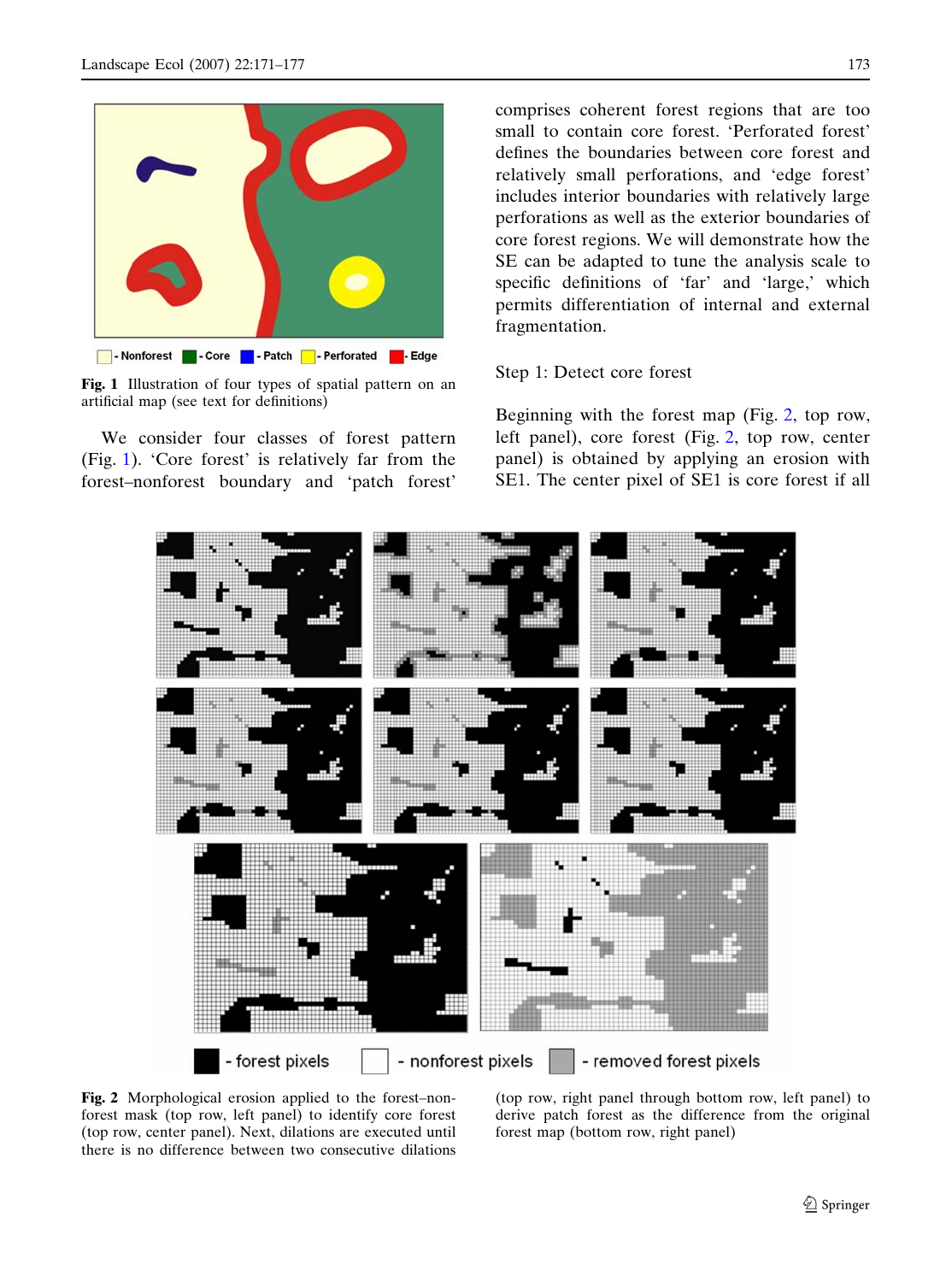Fig. 1 Illustration of four types of spatial pattern on an artificial map (see text for definitions)

We consider four classes of forest pattern (Fig. 1). 'Core forest' is relatively far from the forest–nonforest boundary and 'patch forest' comprises coherent forest regions that are too small to contain core forest. 'Perforated forest' defines the boundaries between core forest and relatively small perforations, and 'edge forest' includes interior boundaries with relatively large perforations as well as the exterior boundaries of core forest regions. We will demonstrate how the SE can be adapted to tune the analysis scale to specific definitions of 'far' and 'large,' which permits differentiation of internal and external fragmentation.

Step 1: Detect core forest

Beginning with the forest map (Fig. 2, top row, left panel), core forest (Fig. 2, top row, center panel) is obtained by applying an erosion with SE1. The center pixel of SE1 is core forest if all

Fig. 2 Morphological erosion applied to the forest–non-forest mask (top row, left panel) to identify core forest (top row, center panel). Next, dilations are executed until there is no difference between two consecutive dilations (top row, right panel through bottom row, left panel) to derive patch forest as the difference from the original forest map (bottom row, right panel)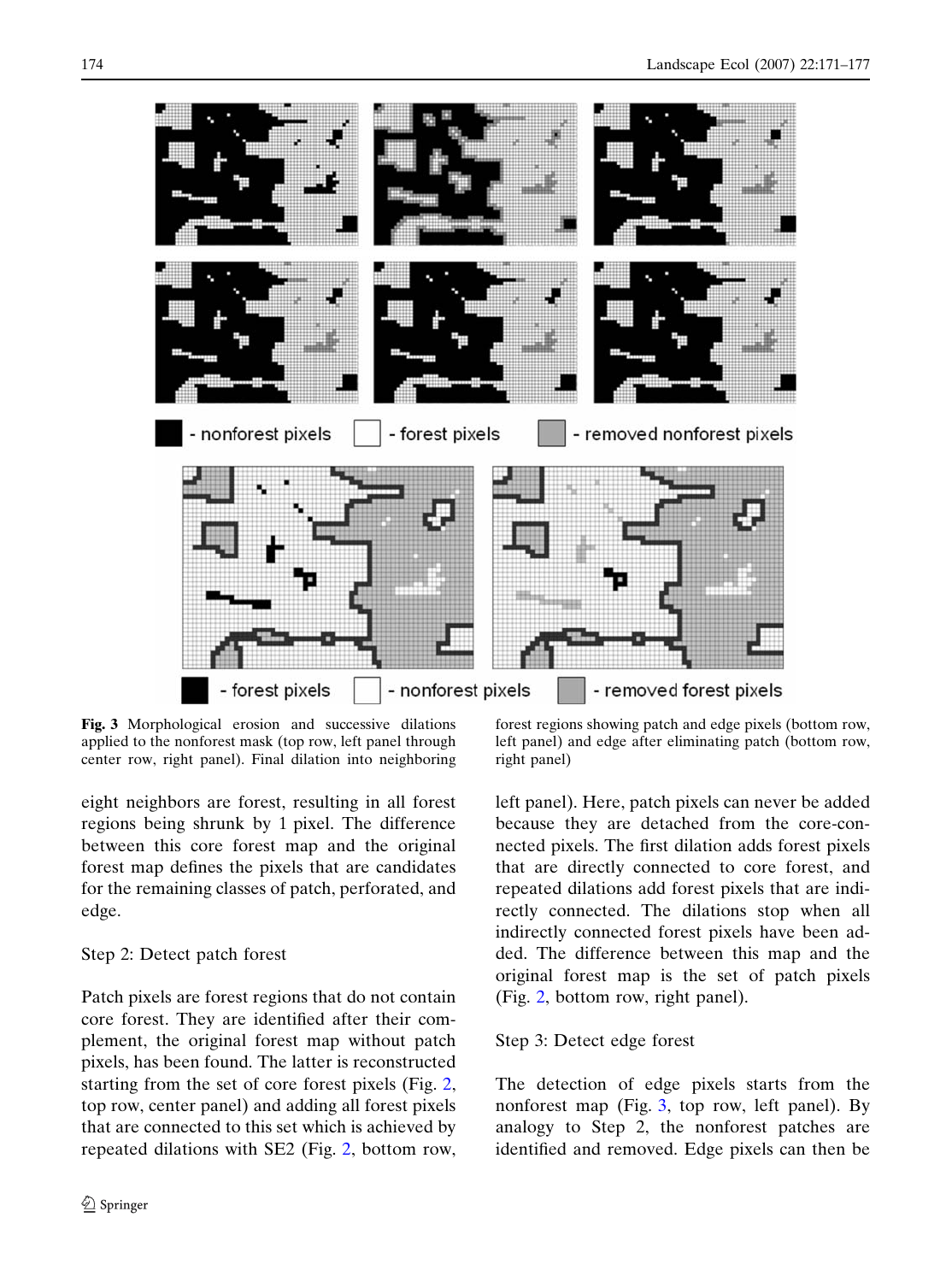- nonforest pixels - forest pixels - removed nonforest pixels

- forest pixels - nonforest pixels - removed forest pixels

**Fig. 3** Morphological erosion and successive dilations applied to the nonforest mask (top row, left panel through center row, right panel). Final dilation into neighboring forest regions showing patch and edge pixels (bottom row, left panel) and edge after eliminating patch (bottom row, right panel)

eight neighbors are forest, resulting in all forest regions being shrunk by 1 pixel. The difference between this core forest map and the original forest map defines the pixels that are candidates for the remaining classes of patch, perforated, and edge.

Step 2: Detect patch forest

Patch pixels are forest regions that do not contain core forest. They are identified after their complement, the original forest map without patch pixels, has been found. The latter is reconstructed starting from the set of core forest pixels (Fig. 2, top row, center panel) and adding all forest pixels that are connected to this set which is achieved by repeated dilations with SE2 (Fig. 2, bottom row, left panel). Here, patch pixels can never be added because they are detached from the core-connected pixels. The first dilation adds forest pixels that are directly connected to core forest, and repeated dilations add forest pixels that are indirectly connected. The dilations stop when all indirectly connected forest pixels have been added. The difference between this map and the original forest map is the set of patch pixels (Fig. 2, bottom row, right panel).

Step 3: Detect edge forest

The detection of edge pixels starts from the nonforest map (Fig. 3, top row, left panel). By analogy to Step 2, the nonforest patches are identified and removed. Edge pixels can then be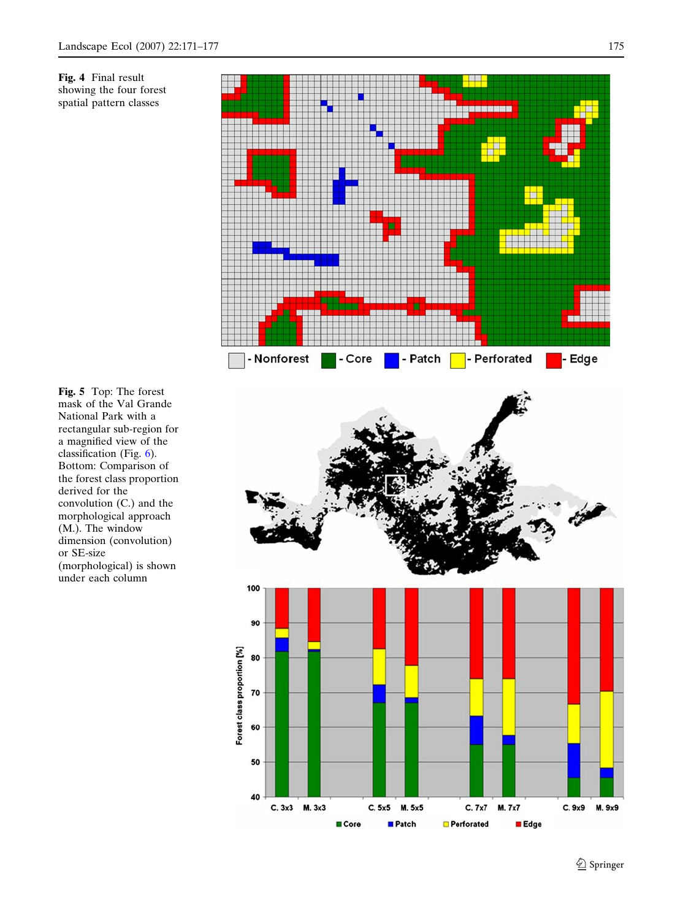**Fig. 4** Final result showing the four forest spatial pattern classes

**Fig. 5** Top: The forest mask of the Val Grande National Park with a rectangular sub-region for a magnified view of the classification (Fig. 6). Bottom: Comparison of the forest class proportion derived for the convolution (C.) and the morphological approach (M.). The window dimension (convolution) or SE-size (morphological) is shown under each column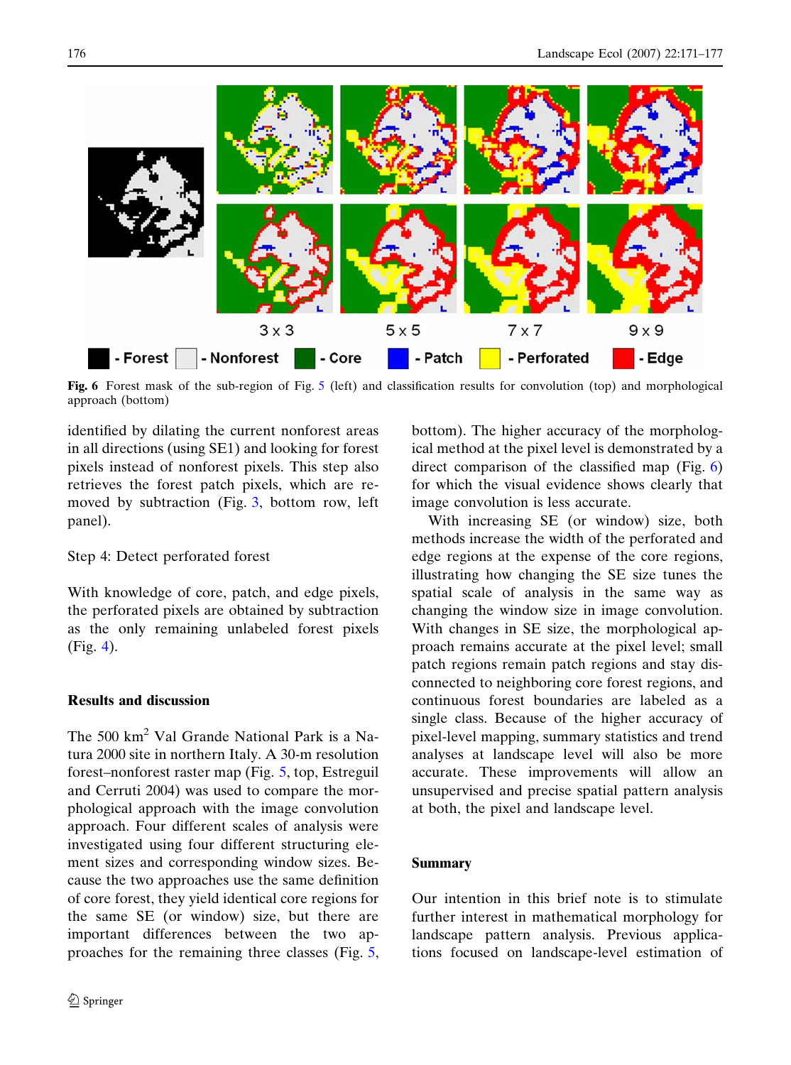Fig. 6 Forest mask of the sub-region of Fig. 5 (left) and classification results for convolution (top) and morphological approach (bottom)

identified by dilating the current nonforest areas in all directions (using SE1) and looking for forest pixels instead of nonforest pixels. This step also retrieves the forest patch pixels, which are removed by subtraction (Fig. 3, bottom row, left panel).

Step 4: Detect perforated forest

With knowledge of core, patch, and edge pixels, the perforated pixels are obtained by subtraction as the only remaining unlabeled forest pixels (Fig. 4).

## Results and discussion

The 500 km$^2$ Val Grande National Park is a Natura 2000 site in northern Italy. A 30-m resolution forest–nonforest raster map (Fig. 5, top, Estreguil and Cerruti 2004) was used to compare the morphological approach with the image convolution approach. Four different scales of analysis were investigated using four different structuring element sizes and corresponding window sizes. Because the two approaches use the same definition of core forest, they yield identical core regions for the same SE (or window) size, but there are important differences between the two approaches for the remaining three classes (Fig. 5, bottom). The higher accuracy of the morphological method at the pixel level is demonstrated by a direct comparison of the classified map (Fig. 6) for which the visual evidence shows clearly that image convolution is less accurate.

With increasing SE (or window) size, both methods increase the width of the perforated and edge regions at the expense of the core regions, illustrating how changing the SE size tunes the spatial scale of analysis in the same way as changing the window size in image convolution. With changes in SE size, the morphological approach remains accurate at the pixel level; small patch regions remain patch regions and stay disconnected to neighboring core forest regions, and continuous forest boundaries are labeled as a single class. Because of the higher accuracy of pixel-level mapping, summary statistics and trend analyses at landscape level will also be more accurate. These improvements will allow an unsupervised and precise spatial pattern analysis at both, the pixel and landscape level.

## Summary

Our intention in this brief note is to stimulate further interest in mathematical morphology for landscape pattern analysis. Previous applications focused on landscape-level estimation of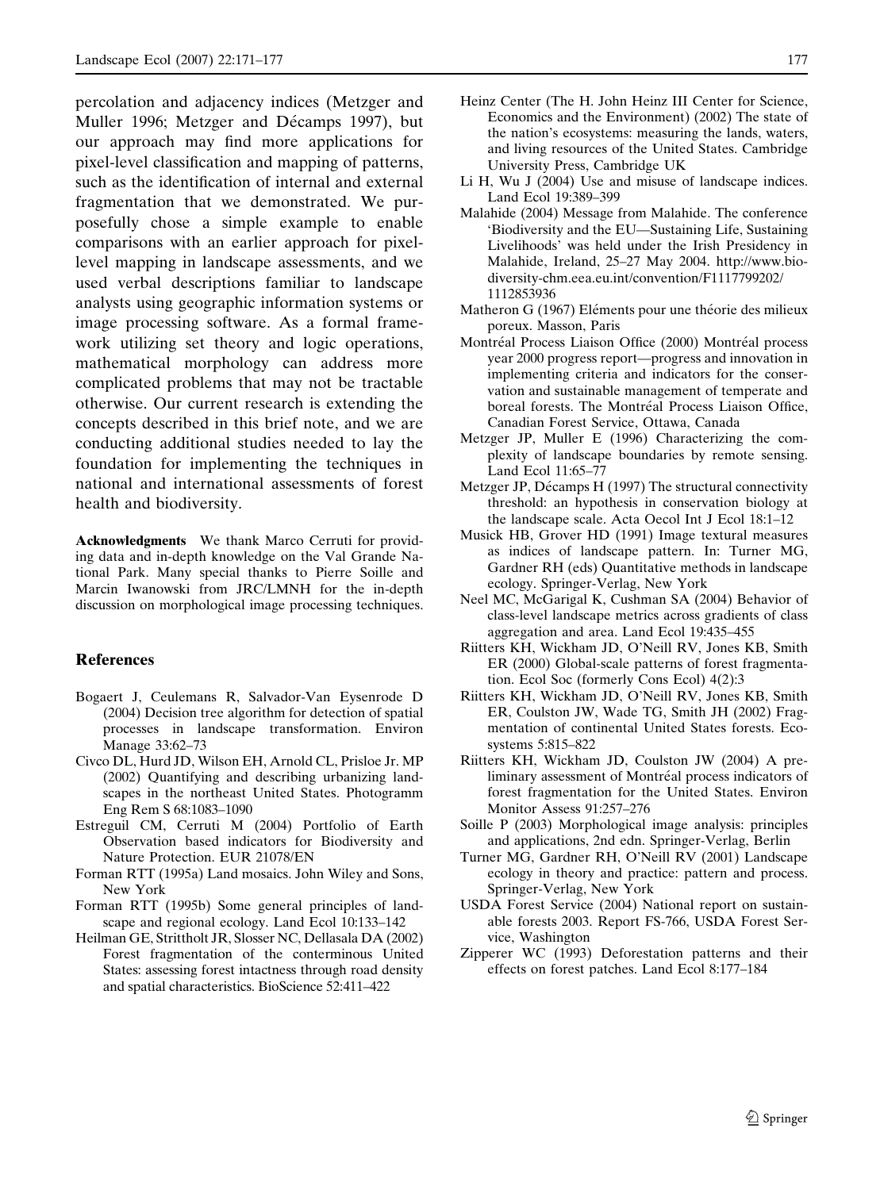percolation and adjacency indices (Metzger and Muller 1996; Metzger and Décamps 1997), but our approach may find more applications for pixel-level classification and mapping of patterns, such as the identification of internal and external fragmentation that we demonstrated. We purposefully chose a simple example to enable comparisons with an earlier approach for pixel-level mapping in landscape assessments, and we used verbal descriptions familiar to landscape analysts using geographic information systems or image processing software. As a formal framework utilizing set theory and logic operations, mathematical morphology can address more complicated problems that may not be tractable otherwise. Our current research is extending the concepts described in this brief note, and we are conducting additional studies needed to lay the foundation for implementing the techniques in national and international assessments of forest health and biodiversity.

**Acknowledgments** We thank Marco Cerruti for providing data and in-depth knowledge on the Val Grande National Park. Many special thanks to Pierre Soille and Marcin Iwanowski from JRC/LMNH for the in-depth discussion on morphological image processing techniques.

## References

Bogaert J, Ceulemans R, Salvador-Van Eysenrode D (2004) Decision tree algorithm for detection of spatial processes in landscape transformation. Environ Manage 33:62–73

Civco DL, Hurd JD, Wilson EH, Arnold CL, Prisloe Jr. MP (2002) Quantifying and describing urbanizing landscapes in the northeast United States. Photogramm Eng Rem S 68:1083–1090

Estreguil CM, Cerruti M (2004) Portfolio of Earth Observation based indicators for Biodiversity and Nature Protection. EUR 21078/EN

Forman RTT (1995a) Land mosaics. John Wiley and Sons, New York

Forman RTT (1995b) Some general principles of landscape and regional ecology. Land Ecol 10:133–142

Heilman GE, Strittholt JR, Slosser NC, Dellasala DA (2002) Forest fragmentation of the conterminous United States: assessing forest intactness through road density and spatial characteristics. BioScience 52:411–422

Heinz Center (The H. John Heinz III Center for Science, Economics and the Environment) (2002) The state of the nation's ecosystems: measuring the lands, waters, and living resources of the United States. Cambridge University Press, Cambridge UK

Li H, Wu J (2004) Use and misuse of landscape indices. Land Ecol 19:389–399

Malahide (2004) Message from Malahide. The conference 'Biodiversity and the EU—Sustaining Life, Sustaining Livelihoods' was held under the Irish Presidency in Malahide, Ireland, 25–27 May 2004. http://www.biodiversity-chm.eea.eu.int/convention/F1117799202/1112853936

Matheron G (1967) Eléments pour une théorie des milieux poreux. Masson, Paris

Montréal Process Liaison Office (2000) Montréal process year 2000 progress report—progress and innovation in implementing criteria and indicators for the conservation and sustainable management of temperate and boreal forests. The Montréal Process Liaison Office, Canadian Forest Service, Ottawa, Canada

Metzger JP, Muller E (1996) Characterizing the complexity of landscape boundaries by remote sensing. Land Ecol 11:65–77

Metzger JP, Décamps H (1997) The structural connectivity threshold: an hypothesis in conservation biology at the landscape scale. Acta Oecol Int J Ecol 18:1–12

Musick HB, Grover HD (1991) Image textural measures as indices of landscape pattern. In: Turner MG, Gardner RH (eds) Quantitative methods in landscape ecology. Springer-Verlag, New York

Neel MC, McGarigal K, Cushman SA (2004) Behavior of class-level landscape metrics across gradients of class aggregation and area. Land Ecol 19:435–455

Riitters KH, Wickham JD, O'Neill RV, Jones KB, Smith ER (2000) Global-scale patterns of forest fragmentation. Ecol Soc (formerly Cons Ecol) 4(2):3

Riitters KH, Wickham JD, O'Neill RV, Jones KB, Smith ER, Coulston JW, Wade TG, Smith JH (2002) Fragmentation of continental United States forests. Ecosystems 5:815–822

Riitters KH, Wickham JD, Coulston JW (2004) A preliminary assessment of Montréal process indicators of forest fragmentation for the United States. Environ Monitor Assess 91:257–276

Soille P (2003) Morphological image analysis: principles and applications, 2nd edn. Springer-Verlag, Berlin

Turner MG, Gardner RH, O'Neill RV (2001) Landscape ecology in theory and practice: pattern and process. Springer-Verlag, New York

USDA Forest Service (2004) National report on sustainable forests 2003. Report FS-766, USDA Forest Service, Washington

Zipperer WC (1993) Deforestation patterns and their effects on forest patches. Land Ecol 8:177–184